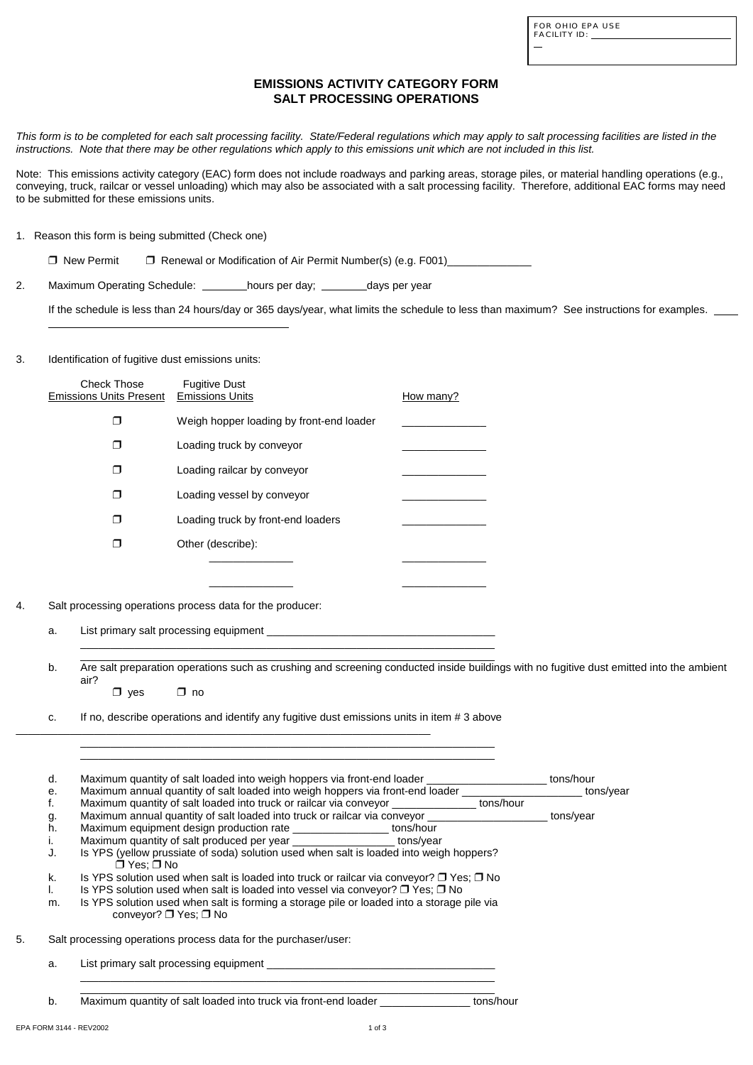FOR OHIO EPA USE
FACILITY ID: ____________________

# EMISSIONS ACTIVITY CATEGORY FORM
## SALT PROCESSING OPERATIONS

*This form is to be completed for each salt processing facility. State/Federal regulations which may apply to salt processing facilities are listed in the instructions. Note that there may be other regulations which apply to this emissions unit which are not included in this list.*

Note: This emissions activity category (EAC) form does not include roadways and parking areas, storage piles, or material handling operations (e.g., conveying, truck, railcar or vessel unloading) which may also be associated with a salt processing facility. Therefore, additional EAC forms may need to be submitted for these emissions units.

1. Reason this form is being submitted (Check one)

   ❒ New Permit ❒ Renewal or Modification of Air Permit Number(s) (e.g. F001)____________

2. Maximum Operating Schedule: _______hours per day; _______days per year

   If the schedule is less than 24 hours/day or 365 days/year, what limits the schedule to less than maximum? See instructions for examples. ____________________

3. Identification of fugitive dust emissions units:

| Check Those Emissions Units Present | Fugitive Dust Emissions Units | How many? |
|---|---|---|
| ❒ | Weigh hopper loading by front-end loader | ______ |
| ❒ | Loading truck by conveyor | ______ |
| ❒ | Loading railcar by conveyor | ______ |
| ❒ | Loading vessel by conveyor | ______ |
| ❒ | Loading truck by front-end loaders | ______ |
| ❒ | Other (describe): ______ | ______ |
| | ______ | ______ |

4. Salt processing operations process data for the producer:

   a. List primary salt processing equipment ____________________

   b. Are salt preparation operations such as crushing and screening conducted inside buildings with no fugitive dust emitted into the ambient air?
      ❒ yes ❒ no

   c. If no, describe operations and identify any fugitive dust emissions units in item # 3 above ____________________

   d. Maximum quantity of salt loaded into weigh hoppers via front-end loader __________ tons/hour
   e. Maximum annual quantity of salt loaded into weigh hoppers via front-end loader __________ tons/year
   f. Maximum quantity of salt loaded into truck or railcar via conveyor __________ tons/hour
   g. Maximum annual quantity of salt loaded into truck or railcar via conveyor __________ tons/year
   h. Maximum equipment design production rate __________ tons/hour
   i. Maximum quantity of salt produced per year __________ tons/year
   J. Is YPS (yellow prussiate of soda) solution used when salt is loaded into weigh hoppers?
      ❒ Yes; ❒ No
   k. Is YPS solution used when salt is loaded into truck or railcar via conveyor? ❒ Yes; ❒ No
   l. Is YPS solution used when salt is loaded into vessel via conveyor? ❒ Yes; ❒ No
   m. Is YPS solution used when salt is forming a storage pile or loaded into a storage pile via conveyor? ❒ Yes; ❒ No

5. Salt processing operations process data for the purchaser/user:

   a. List primary salt processing equipment ____________________

   b. Maximum quantity of salt loaded into truck via front-end loader __________ tons/hour

EPA FORM 3144 - REV2002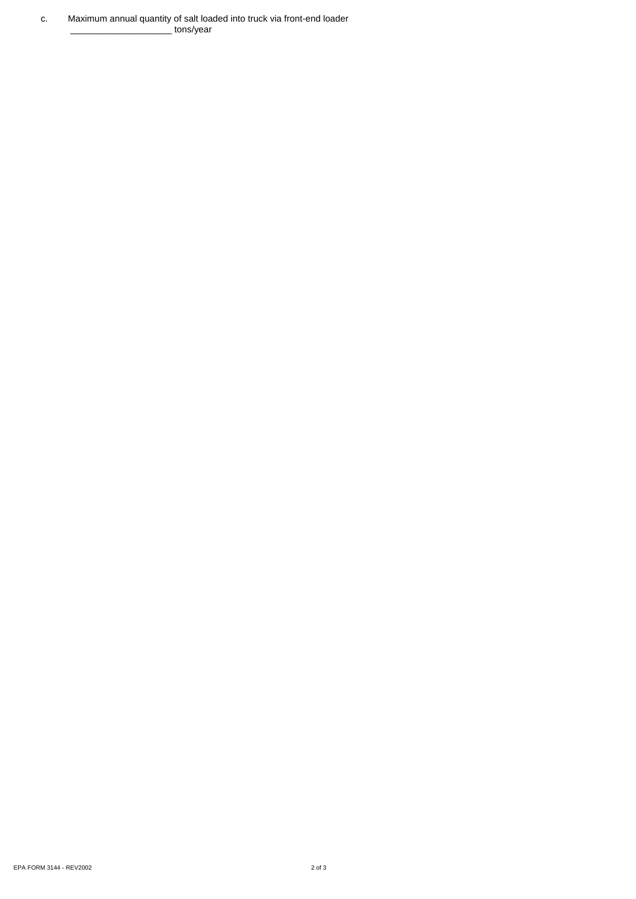c. Maximum annual quantity of salt loaded into truck via front-end loader

____________________ tons/year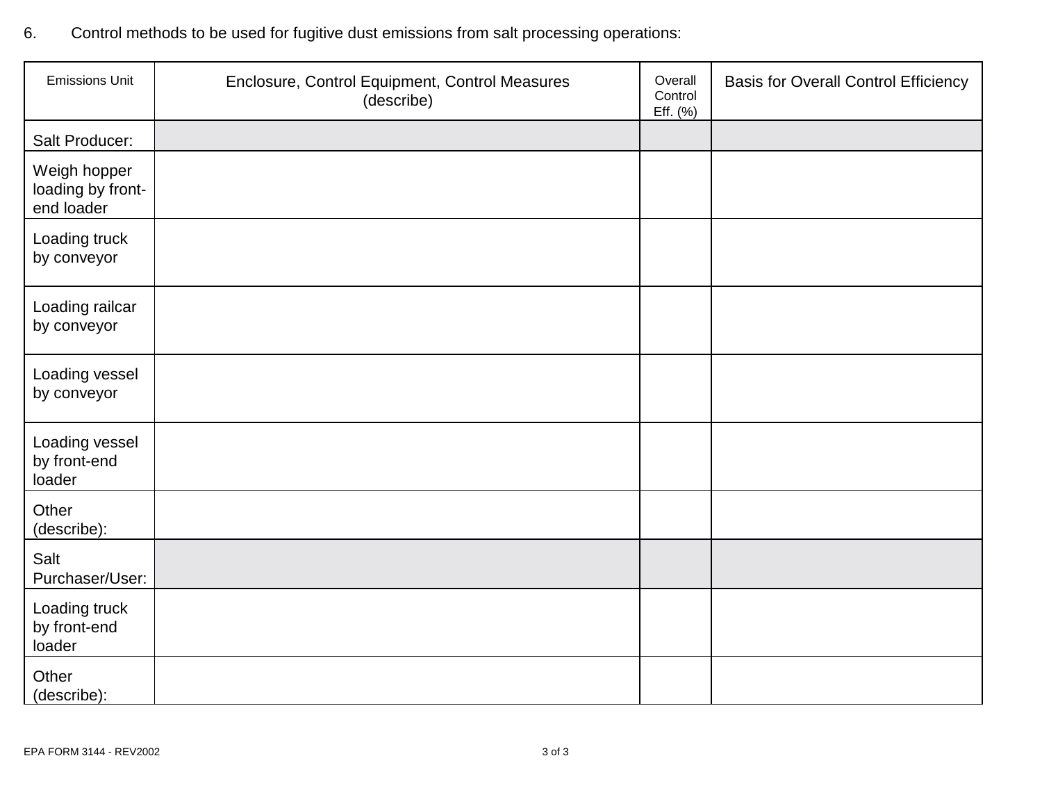6. Control methods to be used for fugitive dust emissions from salt processing operations:

| Emissions Unit | Enclosure, Control Equipment, Control Measures (describe) | Overall Control Eff. (%) | Basis for Overall Control Efficiency |
|---|---|---|---|
| Salt Producer: | | | |
| Weigh hopper loading by front-end loader | | | |
| Loading truck by conveyor | | | |
| Loading railcar by conveyor | | | |
| Loading vessel by conveyor | | | |
| Loading vessel by front-end loader | | | |
| Other (describe): | | | |
| Salt Purchaser/User: | | | |
| Loading truck by front-end loader | | | |
| Other (describe): | | | |

EPA FORM 3144 - REV2002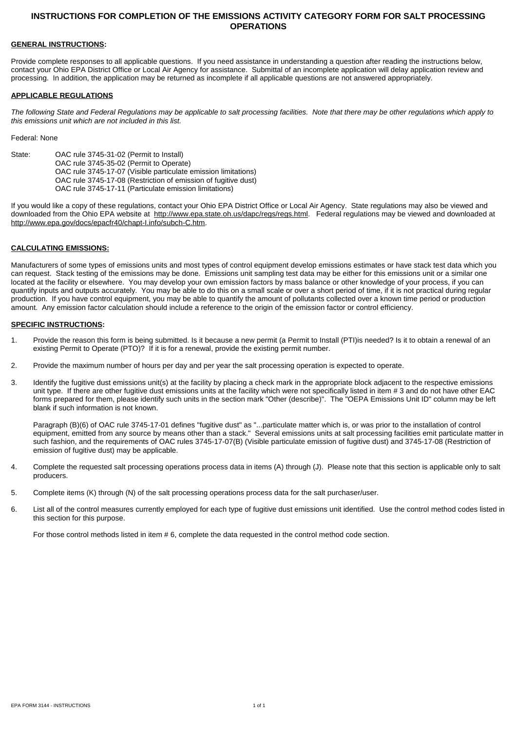# INSTRUCTIONS FOR COMPLETION OF THE EMISSIONS ACTIVITY CATEGORY FORM FOR SALT PROCESSING OPERATIONS

**GENERAL INSTRUCTIONS:**

Provide complete responses to all applicable questions. If you need assistance in understanding a question after reading the instructions below, contact your Ohio EPA District Office or Local Air Agency for assistance. Submittal of an incomplete application will delay application review and processing. In addition, the application may be returned as incomplete if all applicable questions are not answered appropriately.

**APPLICABLE REGULATIONS**

*The following State and Federal Regulations may be applicable to salt processing facilities. Note that there may be other regulations which apply to this emissions unit which are not included in this list.*

Federal: None

State:
- OAC rule 3745-31-02 (Permit to Install)
- OAC rule 3745-35-02 (Permit to Operate)
- OAC rule 3745-17-07 (Visible particulate emission limitations)
- OAC rule 3745-17-08 (Restriction of emission of fugitive dust)
- OAC rule 3745-17-11 (Particulate emission limitations)

If you would like a copy of these regulations, contact your Ohio EPA District Office or Local Air Agency. State regulations may also be viewed and downloaded from the Ohio EPA website at http://www.epa.state.oh.us/dapc/regs/regs.html. Federal regulations may be viewed and downloaded at http://www.epa.gov/docs/epacfr40/chapt-I.info/subch-C.htm.

**CALCULATING EMISSIONS:**

Manufacturers of some types of emissions units and most types of control equipment develop emissions estimates or have stack test data which you can request. Stack testing of the emissions may be done. Emissions unit sampling test data may be either for this emissions unit or a similar one located at the facility or elsewhere. You may develop your own emission factors by mass balance or other knowledge of your process, if you can quantify inputs and outputs accurately. You may be able to do this on a small scale or over a short period of time, if it is not practical during regular production. If you have control equipment, you may be able to quantify the amount of pollutants collected over a known time period or production amount. Any emission factor calculation should include a reference to the origin of the emission factor or control efficiency.

**SPECIFIC INSTRUCTIONS:**

1. Provide the reason this form is being submitted. Is it because a new permit (a Permit to Install (PTI)is needed? Is it to obtain a renewal of an existing Permit to Operate (PTO)? If it is for a renewal, provide the existing permit number.

2. Provide the maximum number of hours per day and per year the salt processing operation is expected to operate.

3. Identify the fugitive dust emissions unit(s) at the facility by placing a check mark in the appropriate block adjacent to the respective emissions unit type. If there are other fugitive dust emissions units at the facility which were not specifically listed in item # 3 and do not have other EAC forms prepared for them, please identify such units in the section mark "Other (describe)". The "OEPA Emissions Unit ID" column may be left blank if such information is not known.

   Paragraph (B)(6) of OAC rule 3745-17-01 defines "fugitive dust" as "...particulate matter which is, or was prior to the installation of control equipment, emitted from any source by means other than a stack." Several emissions units at salt processing facilities emit particulate matter in such fashion, and the requirements of OAC rules 3745-17-07(B) (Visible particulate emission of fugitive dust) and 3745-17-08 (Restriction of emission of fugitive dust) may be applicable.

4. Complete the requested salt processing operations process data in items (A) through (J). Please note that this section is applicable only to salt producers.

5. Complete items (K) through (N) of the salt processing operations process data for the salt purchaser/user.

6. List all of the control measures currently employed for each type of fugitive dust emissions unit identified. Use the control method codes listed in this section for this purpose.

   For those control methods listed in item # 6, complete the data requested in the control method code section.